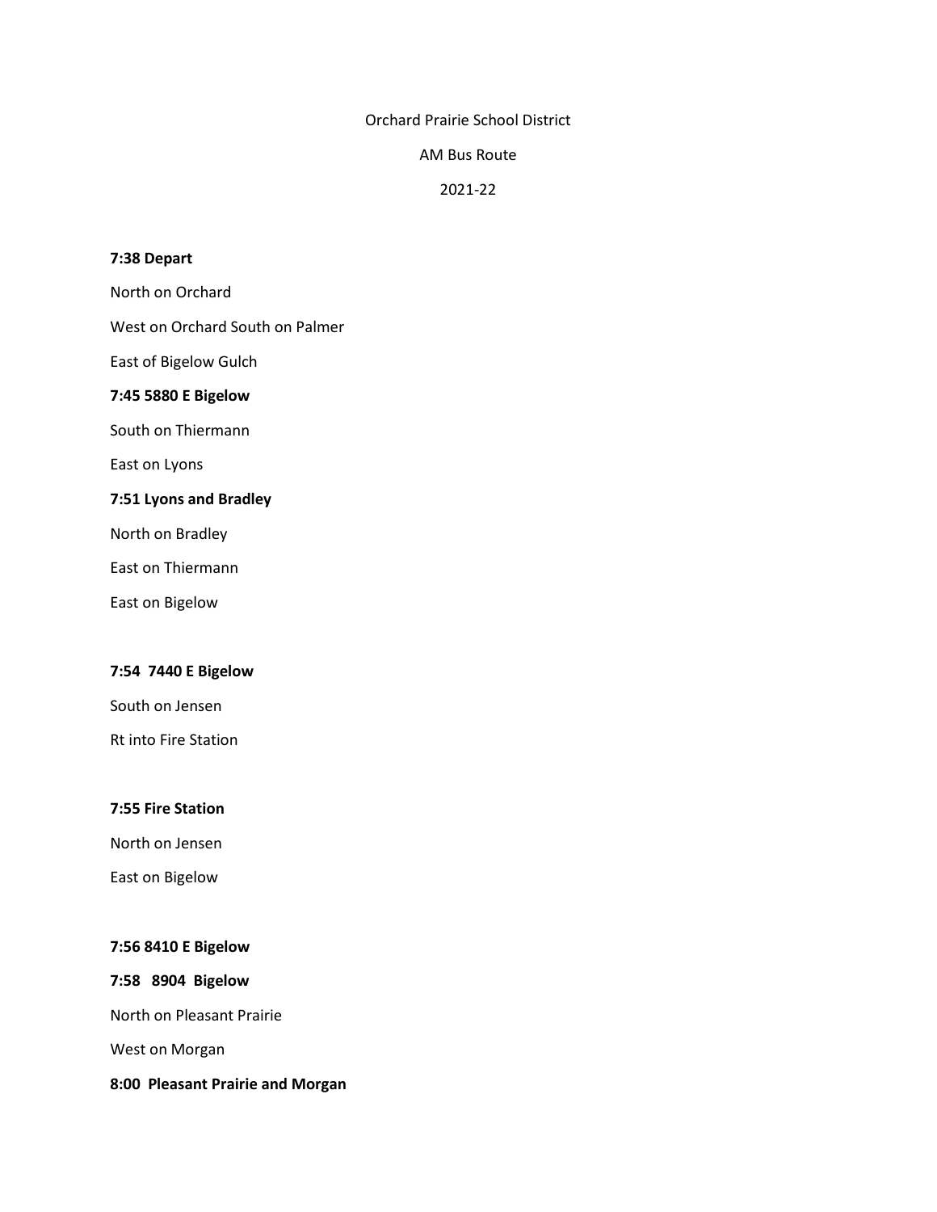Orchard Prairie School District

AM Bus Route

2021-22

**7:38 Depart**

North on Orchard

West on Orchard South on Palmer

East of Bigelow Gulch

**7:45 5880 E Bigelow**

South on Thiermann

East on Lyons

**7:51 Lyons and Bradley**

North on Bradley

East on Thiermann

East on Bigelow

**7:54 7440 E Bigelow**

South on Jensen

Rt into Fire Station

**7:55 Fire Station**

North on Jensen

East on Bigelow

**7:56 8410 E Bigelow**

**7:58 8904 Bigelow**

North on Pleasant Prairie

West on Morgan

**8:00 Pleasant Prairie and Morgan**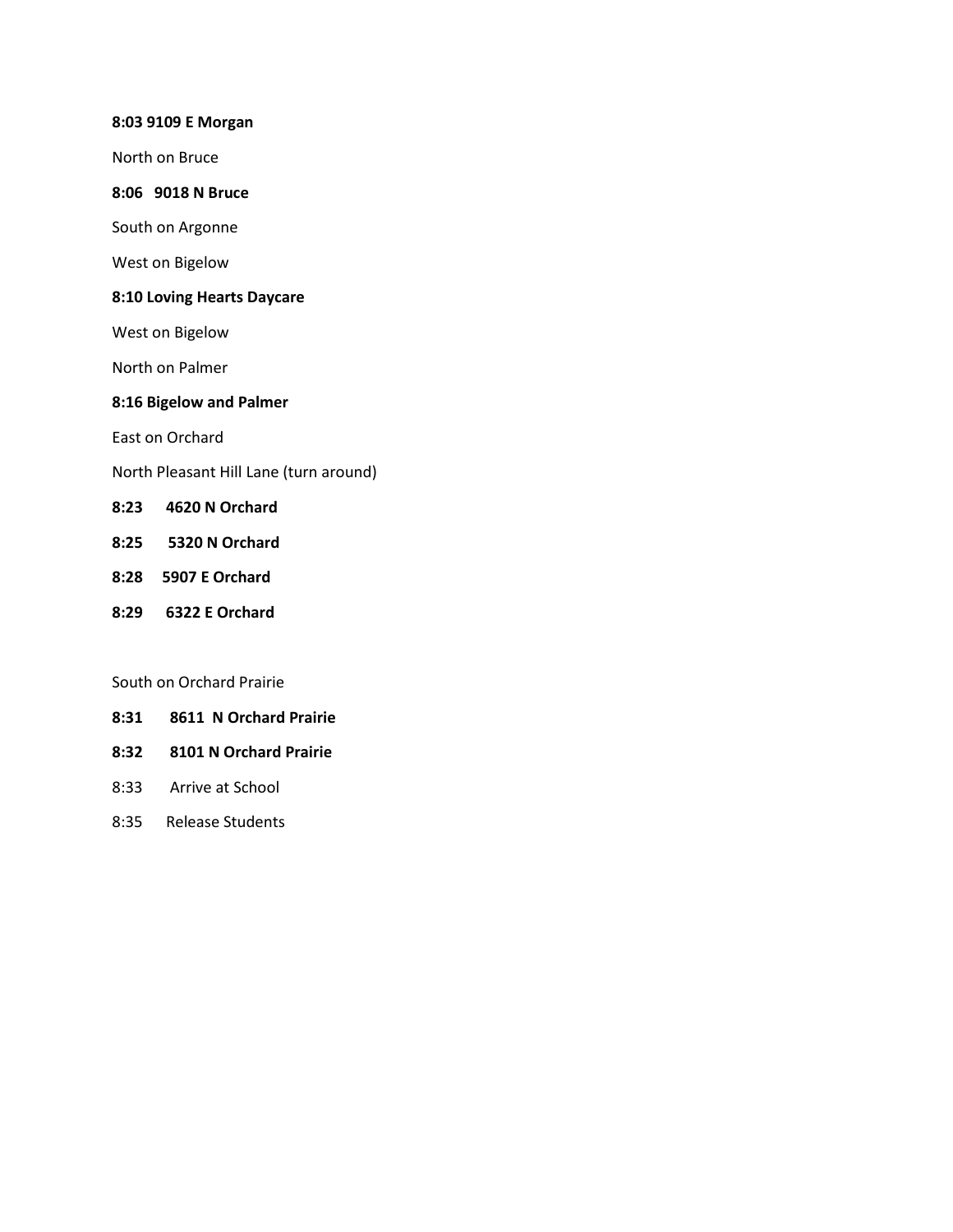**8:03 9109 E Morgan**

North on Bruce

**8:06 9018 N Bruce**

South on Argonne

West on Bigelow

**8:10 Loving Hearts Daycare**

West on Bigelow

North on Palmer

**8:16 Bigelow and Palmer**

East on Orchard

North Pleasant Hill Lane (turn around)

**8:23 4620 N Orchard**

**8:25 5320 N Orchard**

**8:28 5907 E Orchard**

**8:29 6322 E Orchard**

South on Orchard Prairie

**8:31 8611 N Orchard Prairie**

**8:32 8101 N Orchard Prairie**

8:33 Arrive at School

8:35 Release Students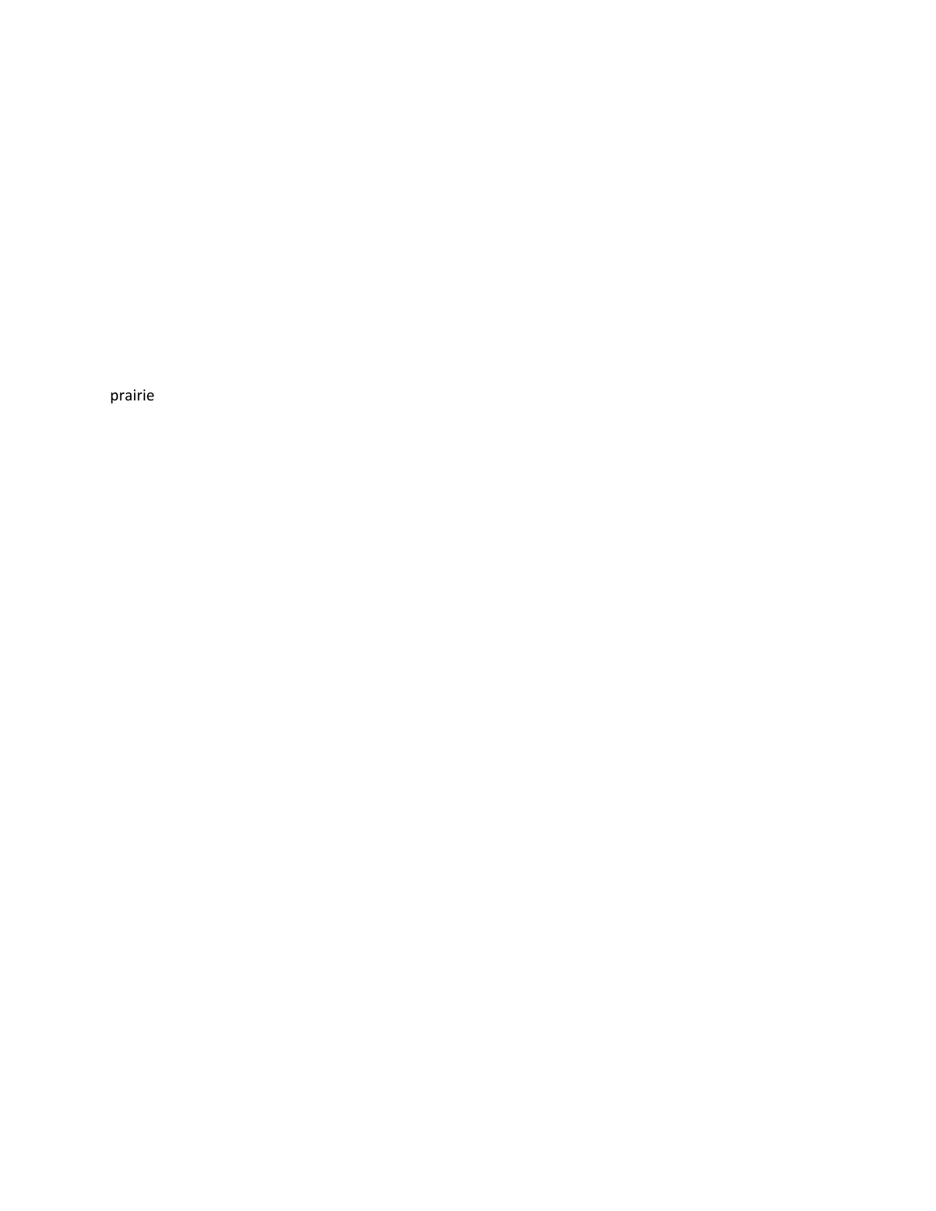prairie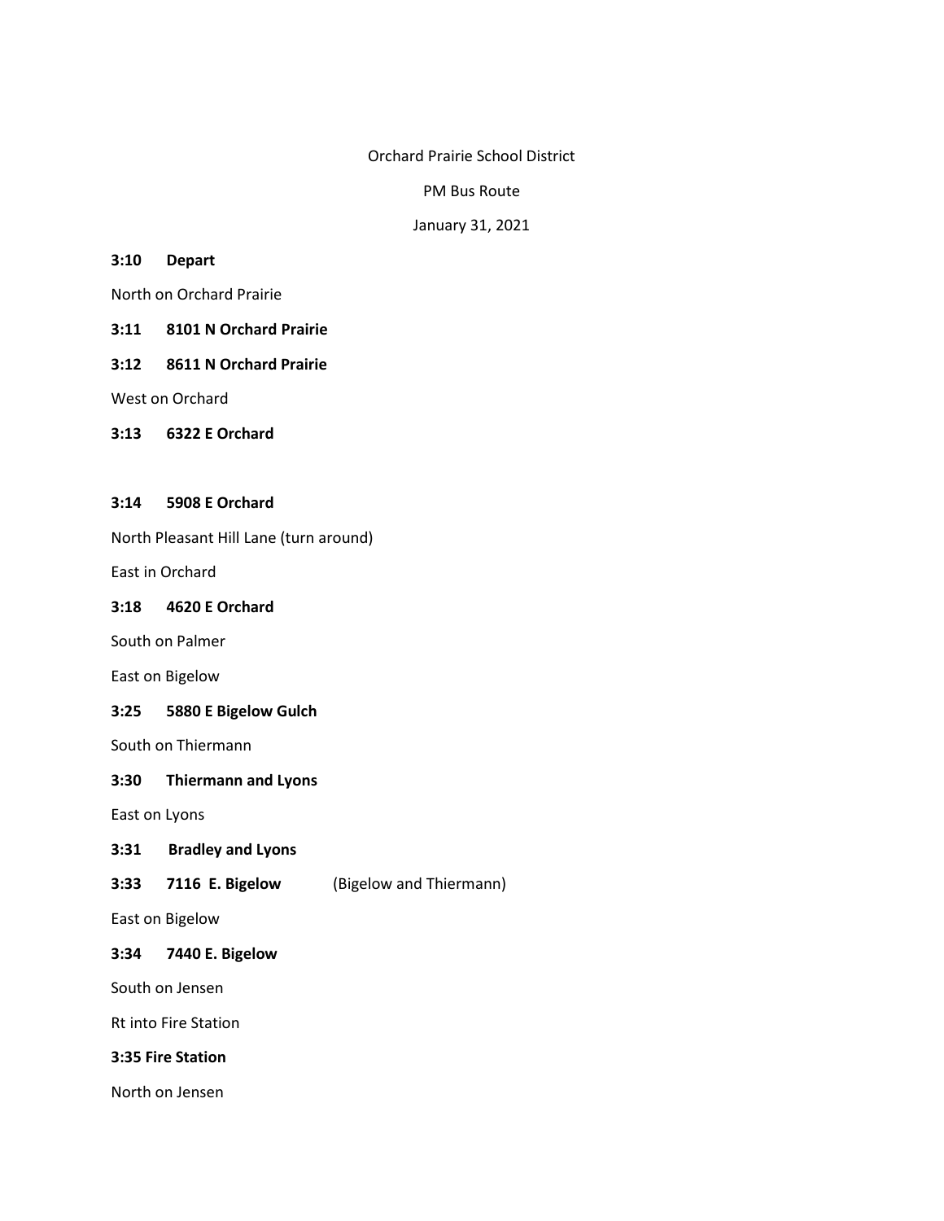Orchard Prairie School District

PM Bus Route

January 31, 2021

**3:10 Depart**

North on Orchard Prairie

**3:11 8101 N Orchard Prairie**

**3:12 8611 N Orchard Prairie**

West on Orchard

**3:13 6322 E Orchard**

**3:14 5908 E Orchard**

North Pleasant Hill Lane (turn around)

East in Orchard

**3:18 4620 E Orchard**

South on Palmer

East on Bigelow

**3:25 5880 E Bigelow Gulch**

South on Thiermann

**3:30 Thiermann and Lyons**

East on Lyons

**3:31 Bradley and Lyons**

**3:33 7116 E. Bigelow** (Bigelow and Thiermann)

East on Bigelow

**3:34 7440 E. Bigelow**

South on Jensen

Rt into Fire Station

**3:35 Fire Station**

North on Jensen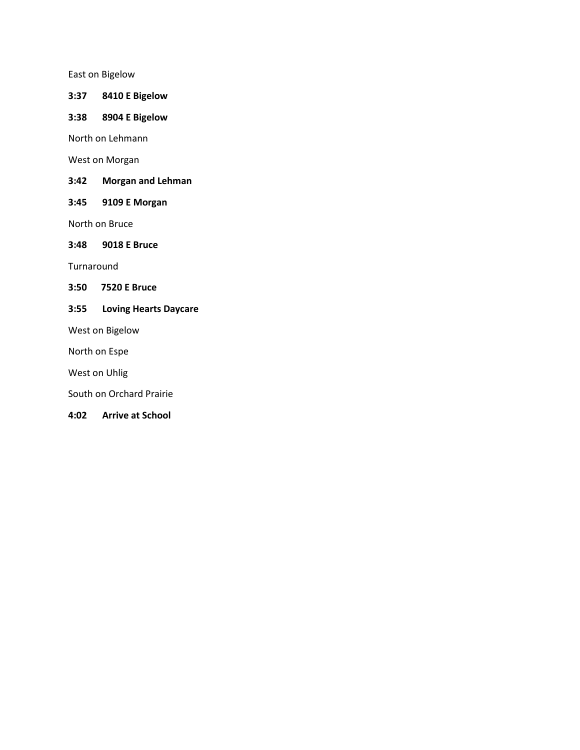East on Bigelow

**3:37 8410 E Bigelow**

**3:38 8904 E Bigelow**

North on Lehmann

West on Morgan

**3:42 Morgan and Lehman**

**3:45 9109 E Morgan**

North on Bruce

**3:48 9018 E Bruce**

Turnaround

**3:50 7520 E Bruce**

**3:55 Loving Hearts Daycare**

West on Bigelow

North on Espe

West on Uhlig

South on Orchard Prairie

**4:02 Arrive at School**